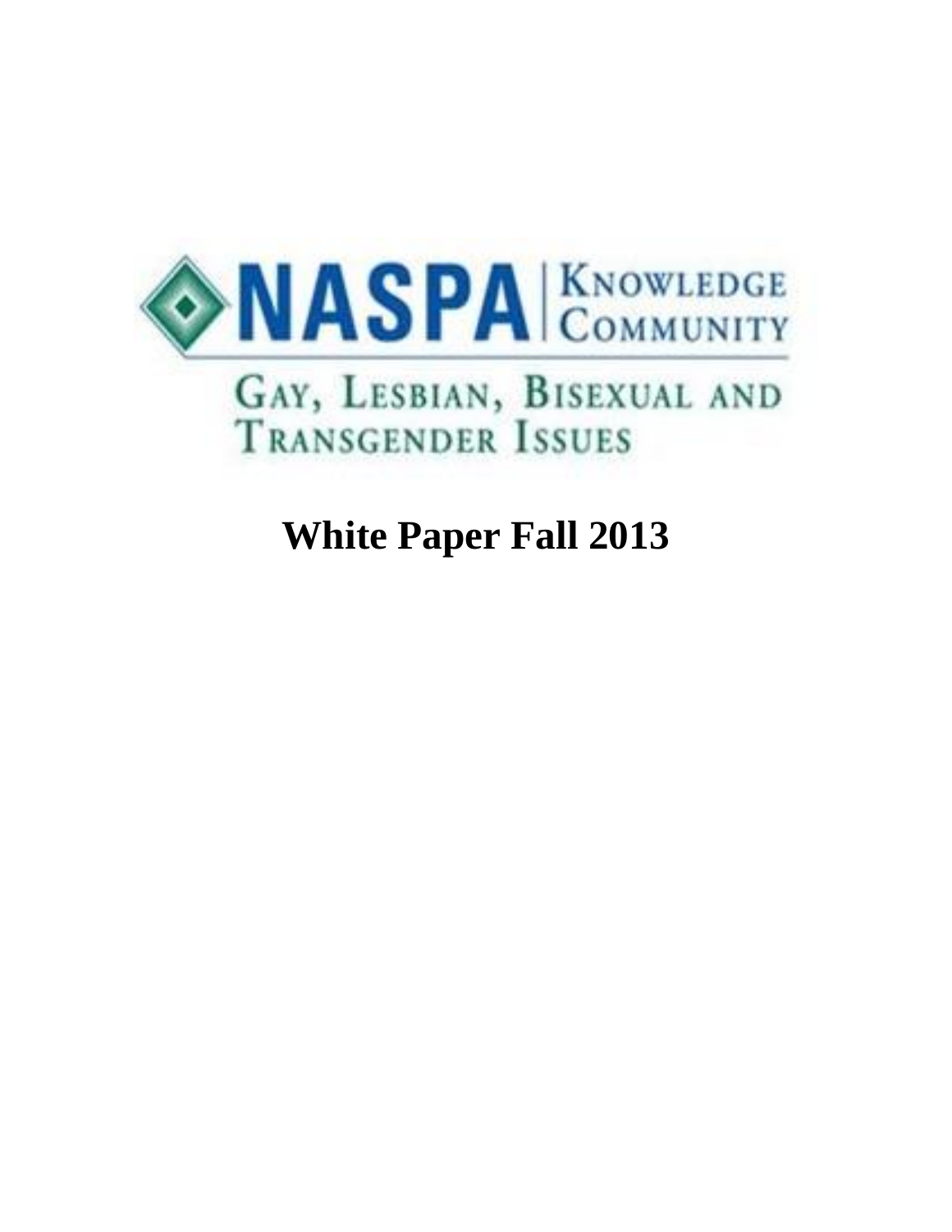NASPA | Knowledge Community

Gay, Lesbian, Bisexual and Transgender Issues

# White Paper Fall 2013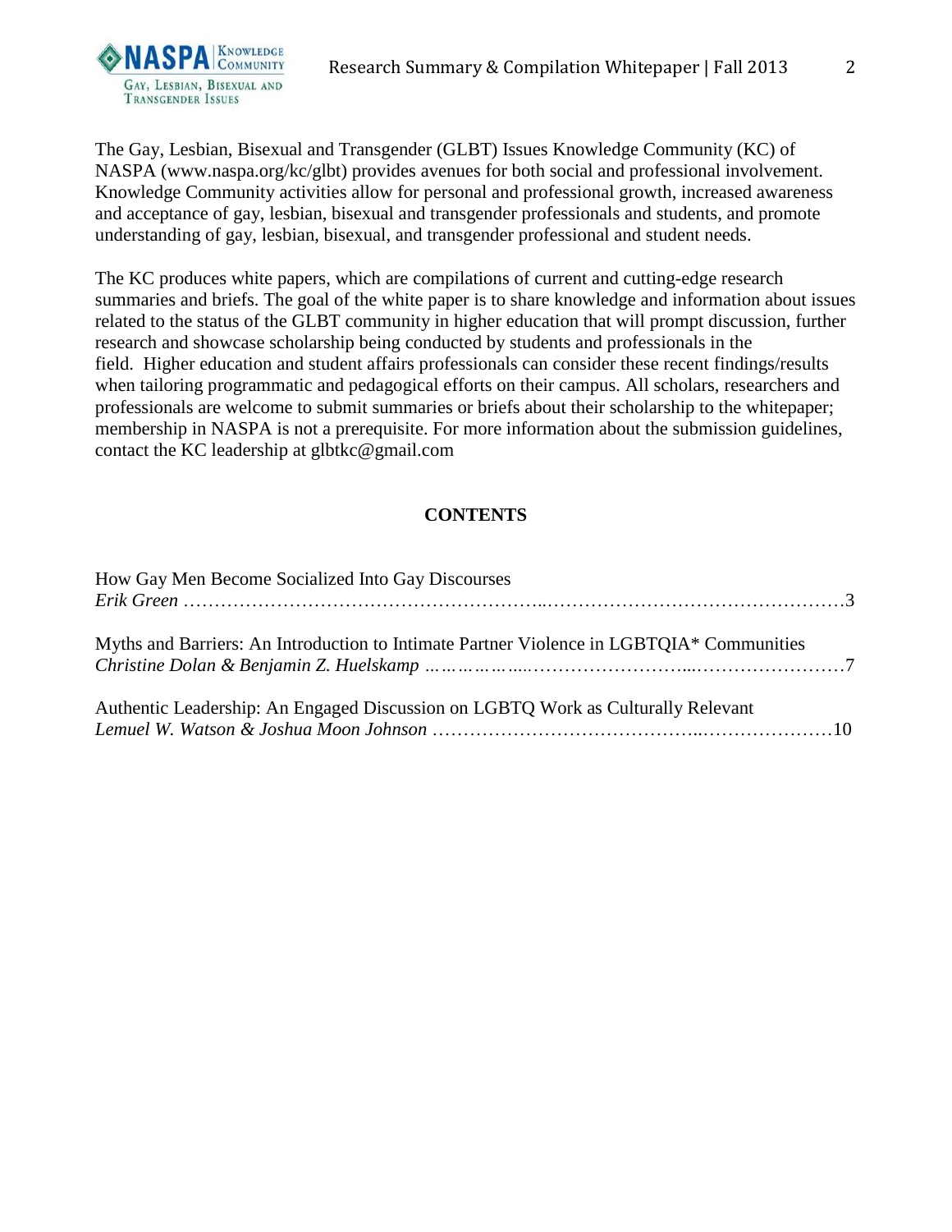The Gay, Lesbian, Bisexual and Transgender (GLBT) Issues Knowledge Community (KC) of NASPA (www.naspa.org/kc/glbt) provides avenues for both social and professional involvement. Knowledge Community activities allow for personal and professional growth, increased awareness and acceptance of gay, lesbian, bisexual and transgender professionals and students, and promote understanding of gay, lesbian, bisexual, and transgender professional and student needs.

The KC produces white papers, which are compilations of current and cutting-edge research summaries and briefs. The goal of the white paper is to share knowledge and information about issues related to the status of the GLBT community in higher education that will prompt discussion, further research and showcase scholarship being conducted by students and professionals in the field. Higher education and student affairs professionals can consider these recent findings/results when tailoring programmatic and pedagogical efforts on their campus. All scholars, researchers and professionals are welcome to submit summaries or briefs about their scholarship to the whitepaper; membership in NASPA is not a prerequisite. For more information about the submission guidelines, contact the KC leadership at glbtkc@gmail.com

**CONTENTS**

How Gay Men Become Socialized Into Gay Discourses
*Erik Green* ……………………………………………………………………………………………3

Myths and Barriers: An Introduction to Intimate Partner Violence in LGBTQIA* Communities
*Christine Dolan & Benjamin Z. Huelskamp* ……………………………………………………7

Authentic Leadership: An Engaged Discussion on LGBTQ Work as Culturally Relevant
*Lemuel W. Watson & Joshua Moon Johnson* ……………………………………………………10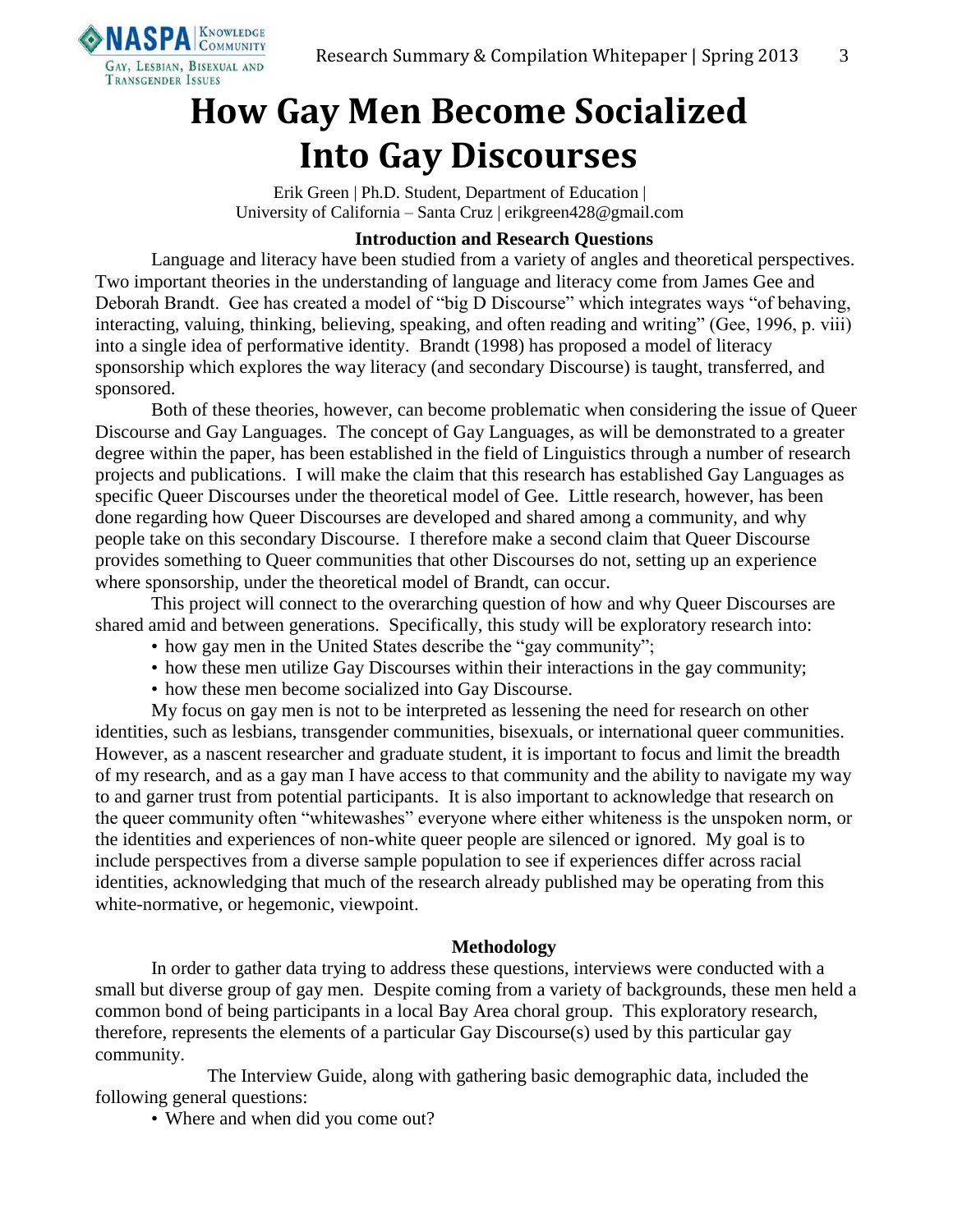# How Gay Men Become Socialized Into Gay Discourses

Erik Green | Ph.D. Student, Department of Education |
University of California – Santa Cruz | erikgreen428@gmail.com

### Introduction and Research Questions

Language and literacy have been studied from a variety of angles and theoretical perspectives. Two important theories in the understanding of language and literacy come from James Gee and Deborah Brandt. Gee has created a model of "big D Discourse" which integrates ways "of behaving, interacting, valuing, thinking, believing, speaking, and often reading and writing" (Gee, 1996, p. viii) into a single idea of performative identity. Brandt (1998) has proposed a model of literacy sponsorship which explores the way literacy (and secondary Discourse) is taught, transferred, and sponsored.

Both of these theories, however, can become problematic when considering the issue of Queer Discourse and Gay Languages. The concept of Gay Languages, as will be demonstrated to a greater degree within the paper, has been established in the field of Linguistics through a number of research projects and publications. I will make the claim that this research has established Gay Languages as specific Queer Discourses under the theoretical model of Gee. Little research, however, has been done regarding how Queer Discourses are developed and shared among a community, and why people take on this secondary Discourse. I therefore make a second claim that Queer Discourse provides something to Queer communities that other Discourses do not, setting up an experience where sponsorship, under the theoretical model of Brandt, can occur.

This project will connect to the overarching question of how and why Queer Discourses are shared amid and between generations. Specifically, this study will be exploratory research into:

- how gay men in the United States describe the "gay community";
- how these men utilize Gay Discourses within their interactions in the gay community;
- how these men become socialized into Gay Discourse.

My focus on gay men is not to be interpreted as lessening the need for research on other identities, such as lesbians, transgender communities, bisexuals, or international queer communities. However, as a nascent researcher and graduate student, it is important to focus and limit the breadth of my research, and as a gay man I have access to that community and the ability to navigate my way to and garner trust from potential participants. It is also important to acknowledge that research on the queer community often "whitewashes" everyone where either whiteness is the unspoken norm, or the identities and experiences of non-white queer people are silenced or ignored. My goal is to include perspectives from a diverse sample population to see if experiences differ across racial identities, acknowledging that much of the research already published may be operating from this white-normative, or hegemonic, viewpoint.

### Methodology

In order to gather data trying to address these questions, interviews were conducted with a small but diverse group of gay men. Despite coming from a variety of backgrounds, these men held a common bond of being participants in a local Bay Area choral group. This exploratory research, therefore, represents the elements of a particular Gay Discourse(s) used by this particular gay community.

The Interview Guide, along with gathering basic demographic data, included the following general questions:

- Where and when did you come out?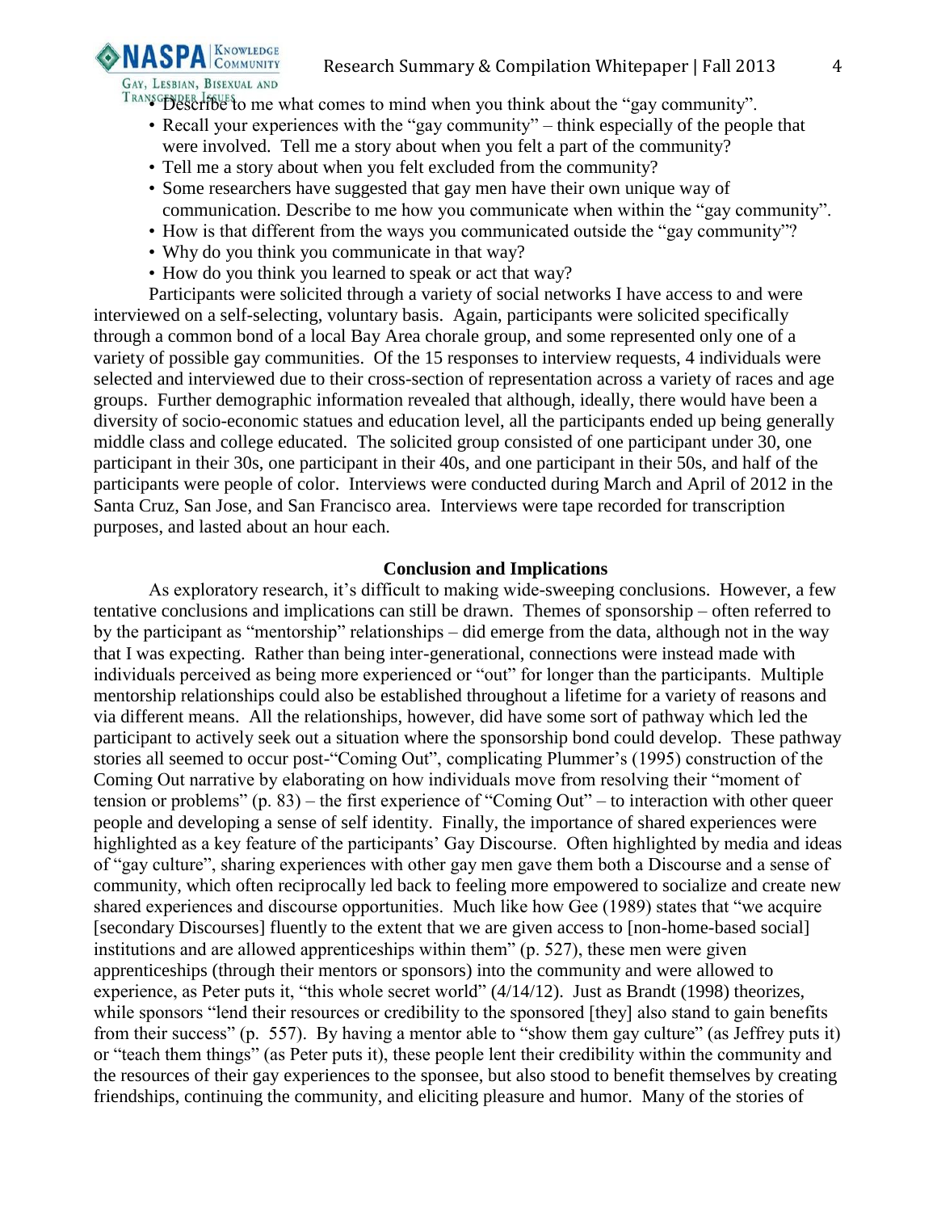- Describe to me what comes to mind when you think about the "gay community".
- Recall your experiences with the "gay community" – think especially of the people that were involved. Tell me a story about when you felt a part of the community?
- Tell me a story about when you felt excluded from the community?
- Some researchers have suggested that gay men have their own unique way of communication. Describe to me how you communicate when within the "gay community".
- How is that different from the ways you communicated outside the "gay community"?
- Why do you think you communicate in that way?
- How do you think you learned to speak or act that way?

Participants were solicited through a variety of social networks I have access to and were interviewed on a self-selecting, voluntary basis. Again, participants were solicited specifically through a common bond of a local Bay Area chorale group, and some represented only one of a variety of possible gay communities. Of the 15 responses to interview requests, 4 individuals were selected and interviewed due to their cross-section of representation across a variety of races and age groups. Further demographic information revealed that although, ideally, there would have been a diversity of socio-economic statues and education level, all the participants ended up being generally middle class and college educated. The solicited group consisted of one participant under 30, one participant in their 30s, one participant in their 40s, and one participant in their 50s, and half of the participants were people of color. Interviews were conducted during March and April of 2012 in the Santa Cruz, San Jose, and San Francisco area. Interviews were tape recorded for transcription purposes, and lasted about an hour each.

## Conclusion and Implications

As exploratory research, it's difficult to making wide-sweeping conclusions. However, a few tentative conclusions and implications can still be drawn. Themes of sponsorship – often referred to by the participant as "mentorship" relationships – did emerge from the data, although not in the way that I was expecting. Rather than being inter-generational, connections were instead made with individuals perceived as being more experienced or "out" for longer than the participants. Multiple mentorship relationships could also be established throughout a lifetime for a variety of reasons and via different means. All the relationships, however, did have some sort of pathway which led the participant to actively seek out a situation where the sponsorship bond could develop. These pathway stories all seemed to occur post-"Coming Out", complicating Plummer's (1995) construction of the Coming Out narrative by elaborating on how individuals move from resolving their "moment of tension or problems" (p. 83) – the first experience of "Coming Out" – to interaction with other queer people and developing a sense of self identity. Finally, the importance of shared experiences were highlighted as a key feature of the participants' Gay Discourse. Often highlighted by media and ideas of "gay culture", sharing experiences with other gay men gave them both a Discourse and a sense of community, which often reciprocally led back to feeling more empowered to socialize and create new shared experiences and discourse opportunities. Much like how Gee (1989) states that "we acquire [secondary Discourses] fluently to the extent that we are given access to [non-home-based social] institutions and are allowed apprenticeships within them" (p. 527), these men were given apprenticeships (through their mentors or sponsors) into the community and were allowed to experience, as Peter puts it, "this whole secret world" (4/14/12). Just as Brandt (1998) theorizes, while sponsors "lend their resources or credibility to the sponsored [they] also stand to gain benefits from their success" (p. 557). By having a mentor able to "show them gay culture" (as Jeffrey puts it) or "teach them things" (as Peter puts it), these people lent their credibility within the community and the resources of their gay experiences to the sponsee, but also stood to benefit themselves by creating friendships, continuing the community, and eliciting pleasure and humor. Many of the stories of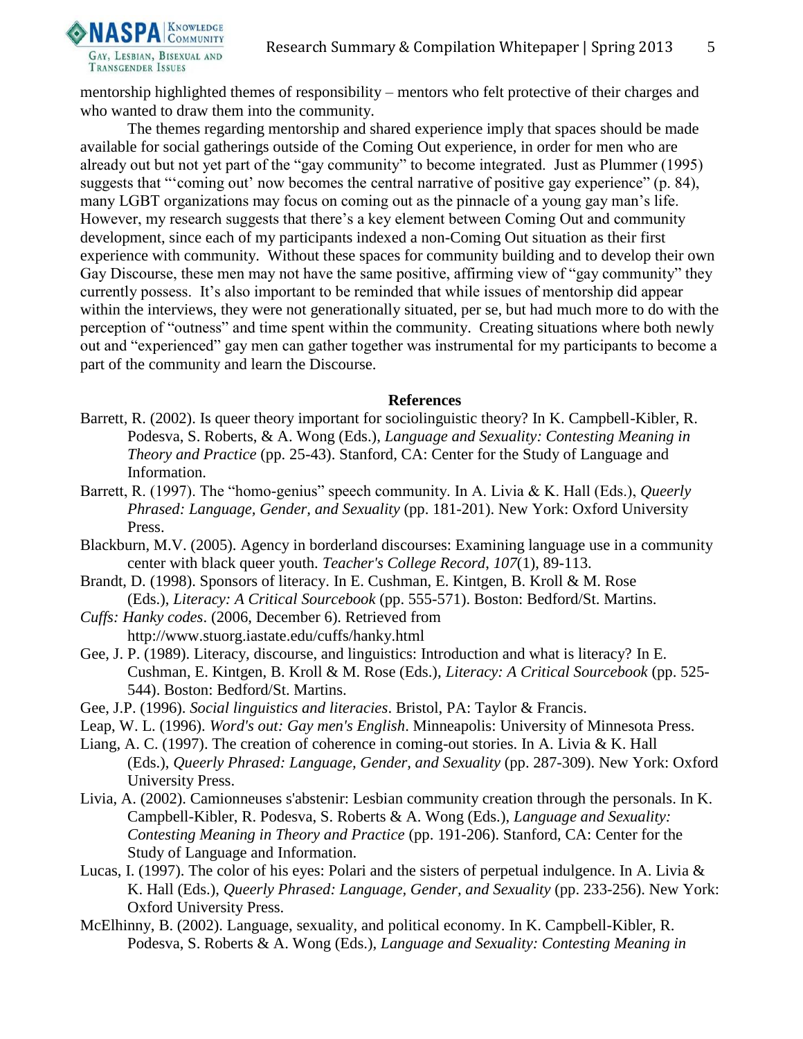mentorship highlighted themes of responsibility – mentors who felt protective of their charges and who wanted to draw them into the community.

The themes regarding mentorship and shared experience imply that spaces should be made available for social gatherings outside of the Coming Out experience, in order for men who are already out but not yet part of the "gay community" to become integrated. Just as Plummer (1995) suggests that "'coming out' now becomes the central narrative of positive gay experience" (p. 84), many LGBT organizations may focus on coming out as the pinnacle of a young gay man's life. However, my research suggests that there's a key element between Coming Out and community development, since each of my participants indexed a non-Coming Out situation as their first experience with community. Without these spaces for community building and to develop their own Gay Discourse, these men may not have the same positive, affirming view of "gay community" they currently possess. It's also important to be reminded that while issues of mentorship did appear within the interviews, they were not generationally situated, per se, but had much more to do with the perception of "outness" and time spent within the community. Creating situations where both newly out and "experienced" gay men can gather together was instrumental for my participants to become a part of the community and learn the Discourse.

## References

Barrett, R. (2002). Is queer theory important for sociolinguistic theory? In K. Campbell-Kibler, R. Podesva, S. Roberts, & A. Wong (Eds.), *Language and Sexuality: Contesting Meaning in Theory and Practice* (pp. 25-43). Stanford, CA: Center for the Study of Language and Information.

Barrett, R. (1997). The "homo-genius" speech community. In A. Livia & K. Hall (Eds.), *Queerly Phrased: Language, Gender, and Sexuality* (pp. 181-201). New York: Oxford University Press.

Blackburn, M.V. (2005). Agency in borderland discourses: Examining language use in a community center with black queer youth. *Teacher's College Record*, *107*(1), 89-113.

Brandt, D. (1998). Sponsors of literacy. In E. Cushman, E. Kintgen, B. Kroll & M. Rose (Eds.), *Literacy: A Critical Sourcebook* (pp. 555-571). Boston: Bedford/St. Martins.

*Cuffs: Hanky codes*. (2006, December 6). Retrieved from http://www.stuorg.iastate.edu/cuffs/hanky.html

Gee, J. P. (1989). Literacy, discourse, and linguistics: Introduction and what is literacy? In E. Cushman, E. Kintgen, B. Kroll & M. Rose (Eds.), *Literacy: A Critical Sourcebook* (pp. 525-544). Boston: Bedford/St. Martins.

Gee, J.P. (1996). *Social linguistics and literacies*. Bristol, PA: Taylor & Francis.

Leap, W. L. (1996). *Word's out: Gay men's English*. Minneapolis: University of Minnesota Press.

Liang, A. C. (1997). The creation of coherence in coming-out stories. In A. Livia & K. Hall (Eds.), *Queerly Phrased: Language, Gender, and Sexuality* (pp. 287-309). New York: Oxford University Press.

Livia, A. (2002). Camionneuses s'abstenir: Lesbian community creation through the personals. In K. Campbell-Kibler, R. Podesva, S. Roberts & A. Wong (Eds.), *Language and Sexuality: Contesting Meaning in Theory and Practice* (pp. 191-206). Stanford, CA: Center for the Study of Language and Information.

Lucas, I. (1997). The color of his eyes: Polari and the sisters of perpetual indulgence. In A. Livia & K. Hall (Eds.), *Queerly Phrased: Language, Gender, and Sexuality* (pp. 233-256). New York: Oxford University Press.

McElhinny, B. (2002). Language, sexuality, and political economy. In K. Campbell-Kibler, R. Podesva, S. Roberts & A. Wong (Eds.), *Language and Sexuality: Contesting Meaning in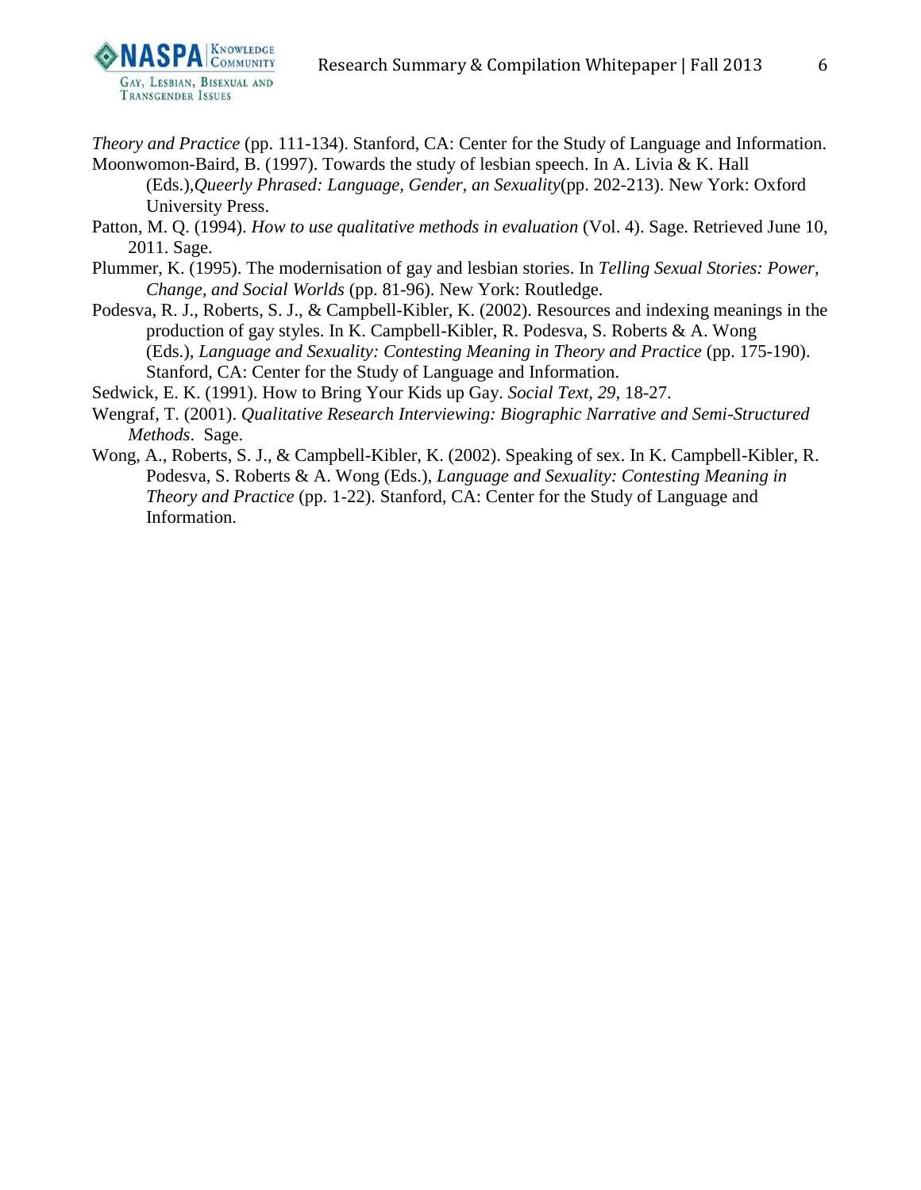*Theory and Practice* (pp. 111-134). Stanford, CA: Center for the Study of Language and Information.

Moonwomon-Baird, B. (1997). Towards the study of lesbian speech. In A. Livia & K. Hall (Eds.),*Queerly Phrased: Language, Gender, an Sexuality*(pp. 202-213). New York: Oxford University Press.

Patton, M. Q. (1994). *How to use qualitative methods in evaluation* (Vol. 4). Sage. Retrieved June 10, 2011. Sage.

Plummer, K. (1995). The modernisation of gay and lesbian stories. In *Telling Sexual Stories: Power, Change, and Social Worlds* (pp. 81-96). New York: Routledge.

Podesva, R. J., Roberts, S. J., & Campbell-Kibler, K. (2002). Resources and indexing meanings in the production of gay styles. In K. Campbell-Kibler, R. Podesva, S. Roberts & A. Wong (Eds.), *Language and Sexuality: Contesting Meaning in Theory and Practice* (pp. 175-190). Stanford, CA: Center for the Study of Language and Information.

Sedwick, E. K. (1991). How to Bring Your Kids up Gay. *Social Text, 29*, 18-27.

Wengraf, T. (2001). *Qualitative Research Interviewing: Biographic Narrative and Semi-Structured Methods*. Sage.

Wong, A., Roberts, S. J., & Campbell-Kibler, K. (2002). Speaking of sex. In K. Campbell-Kibler, R. Podesva, S. Roberts & A. Wong (Eds.), *Language and Sexuality: Contesting Meaning in Theory and Practice* (pp. 1-22). Stanford, CA: Center for the Study of Language and Information.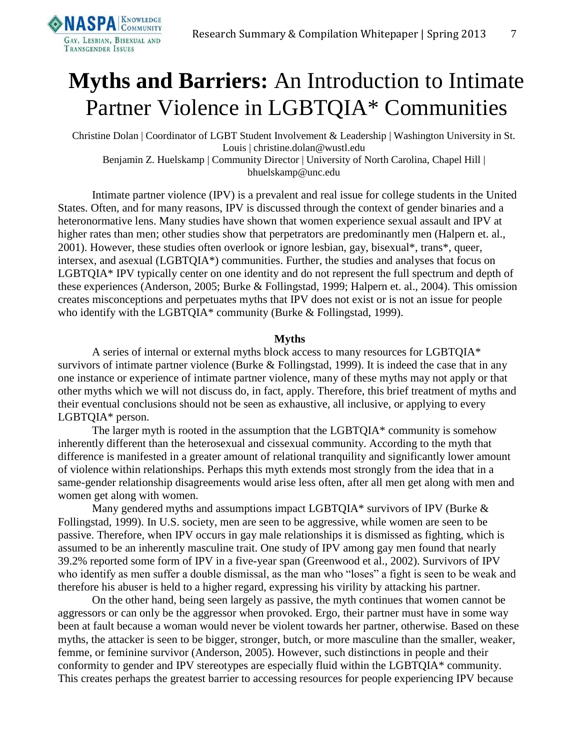# **Myths and Barriers:** An Introduction to Intimate Partner Violence in LGBTQIA* Communities

Christine Dolan | Coordinator of LGBT Student Involvement & Leadership | Washington University in St. Louis | christine.dolan@wustl.edu
Benjamin Z. Huelskamp | Community Director | University of North Carolina, Chapel Hill | bhuelskamp@unc.edu

Intimate partner violence (IPV) is a prevalent and real issue for college students in the United States. Often, and for many reasons, IPV is discussed through the context of gender binaries and a heteronormative lens. Many studies have shown that women experience sexual assault and IPV at higher rates than men; other studies show that perpetrators are predominantly men (Halpern et. al., 2001). However, these studies often overlook or ignore lesbian, gay, bisexual*, trans*, queer, intersex, and asexual (LGBTQIA*) communities. Further, the studies and analyses that focus on LGBTQIA* IPV typically center on one identity and do not represent the full spectrum and depth of these experiences (Anderson, 2005; Burke & Follingstad, 1999; Halpern et. al., 2004). This omission creates misconceptions and perpetuates myths that IPV does not exist or is not an issue for people who identify with the LGBTQIA* community (Burke & Follingstad, 1999).

**Myths**

A series of internal or external myths block access to many resources for LGBTQIA* survivors of intimate partner violence (Burke & Follingstad, 1999). It is indeed the case that in any one instance or experience of intimate partner violence, many of these myths may not apply or that other myths which we will not discuss do, in fact, apply. Therefore, this brief treatment of myths and their eventual conclusions should not be seen as exhaustive, all inclusive, or applying to every LGBTQIA* person.

The larger myth is rooted in the assumption that the LGBTQIA* community is somehow inherently different than the heterosexual and cissexual community. According to the myth that difference is manifested in a greater amount of relational tranquility and significantly lower amount of violence within relationships. Perhaps this myth extends most strongly from the idea that in a same-gender relationship disagreements would arise less often, after all men get along with men and women get along with women.

Many gendered myths and assumptions impact LGBTQIA* survivors of IPV (Burke & Follingstad, 1999). In U.S. society, men are seen to be aggressive, while women are seen to be passive. Therefore, when IPV occurs in gay male relationships it is dismissed as fighting, which is assumed to be an inherently masculine trait. One study of IPV among gay men found that nearly 39.2% reported some form of IPV in a five-year span (Greenwood et al., 2002). Survivors of IPV who identify as men suffer a double dismissal, as the man who "loses" a fight is seen to be weak and therefore his abuser is held to a higher regard, expressing his virility by attacking his partner.

On the other hand, being seen largely as passive, the myth continues that women cannot be aggressors or can only be the aggressor when provoked. Ergo, their partner must have in some way been at fault because a woman would never be violent towards her partner, otherwise. Based on these myths, the attacker is seen to be bigger, stronger, butch, or more masculine than the smaller, weaker, femme, or feminine survivor (Anderson, 2005). However, such distinctions in people and their conformity to gender and IPV stereotypes are especially fluid within the LGBTQIA* community. This creates perhaps the greatest barrier to accessing resources for people experiencing IPV because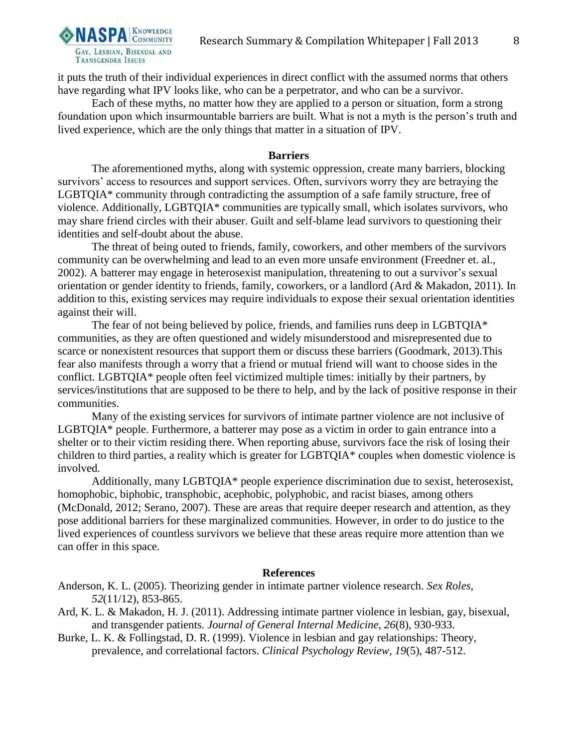it puts the truth of their individual experiences in direct conflict with the assumed norms that others have regarding what IPV looks like, who can be a perpetrator, and who can be a survivor.

Each of these myths, no matter how they are applied to a person or situation, form a strong foundation upon which insurmountable barriers are built. What is not a myth is the person's truth and lived experience, which are the only things that matter in a situation of IPV.

## Barriers

The aforementioned myths, along with systemic oppression, create many barriers, blocking survivors' access to resources and support services. Often, survivors worry they are betraying the LGBTQIA* community through contradicting the assumption of a safe family structure, free of violence. Additionally, LGBTQIA* communities are typically small, which isolates survivors, who may share friend circles with their abuser. Guilt and self-blame lead survivors to questioning their identities and self-doubt about the abuse.

The threat of being outed to friends, family, coworkers, and other members of the survivors community can be overwhelming and lead to an even more unsafe environment (Freedner et. al., 2002). A batterer may engage in heterosexist manipulation, threatening to out a survivor's sexual orientation or gender identity to friends, family, coworkers, or a landlord (Ard & Makadon, 2011). In addition to this, existing services may require individuals to expose their sexual orientation identities against their will.

The fear of not being believed by police, friends, and families runs deep in LGBTQIA* communities, as they are often questioned and widely misunderstood and misrepresented due to scarce or nonexistent resources that support them or discuss these barriers (Goodmark, 2013).This fear also manifests through a worry that a friend or mutual friend will want to choose sides in the conflict. LGBTQIA* people often feel victimized multiple times: initially by their partners, by services/institutions that are supposed to be there to help, and by the lack of positive response in their communities.

Many of the existing services for survivors of intimate partner violence are not inclusive of LGBTQIA* people. Furthermore, a batterer may pose as a victim in order to gain entrance into a shelter or to their victim residing there. When reporting abuse, survivors face the risk of losing their children to third parties, a reality which is greater for LGBTQIA* couples when domestic violence is involved.

Additionally, many LGBTQIA* people experience discrimination due to sexist, heterosexist, homophobic, biphobic, transphobic, acephobic, polyphobic, and racist biases, among others (McDonald, 2012; Serano, 2007). These are areas that require deeper research and attention, as they pose additional barriers for these marginalized communities. However, in order to do justice to the lived experiences of countless survivors we believe that these areas require more attention than we can offer in this space.

## References

Anderson, K. L. (2005). Theorizing gender in intimate partner violence research. *Sex Roles*, *52*(11/12), 853-865.

Ard, K. L. & Makadon, H. J. (2011). Addressing intimate partner violence in lesbian, gay, bisexual, and transgender patients. *Journal of General Internal Medicine, 26*(8), 930-933.

Burke, L. K. & Follingstad, D. R. (1999). Violence in lesbian and gay relationships: Theory, prevalence, and correlational factors. *Clinical Psychology Review*, *19*(5), 487-512.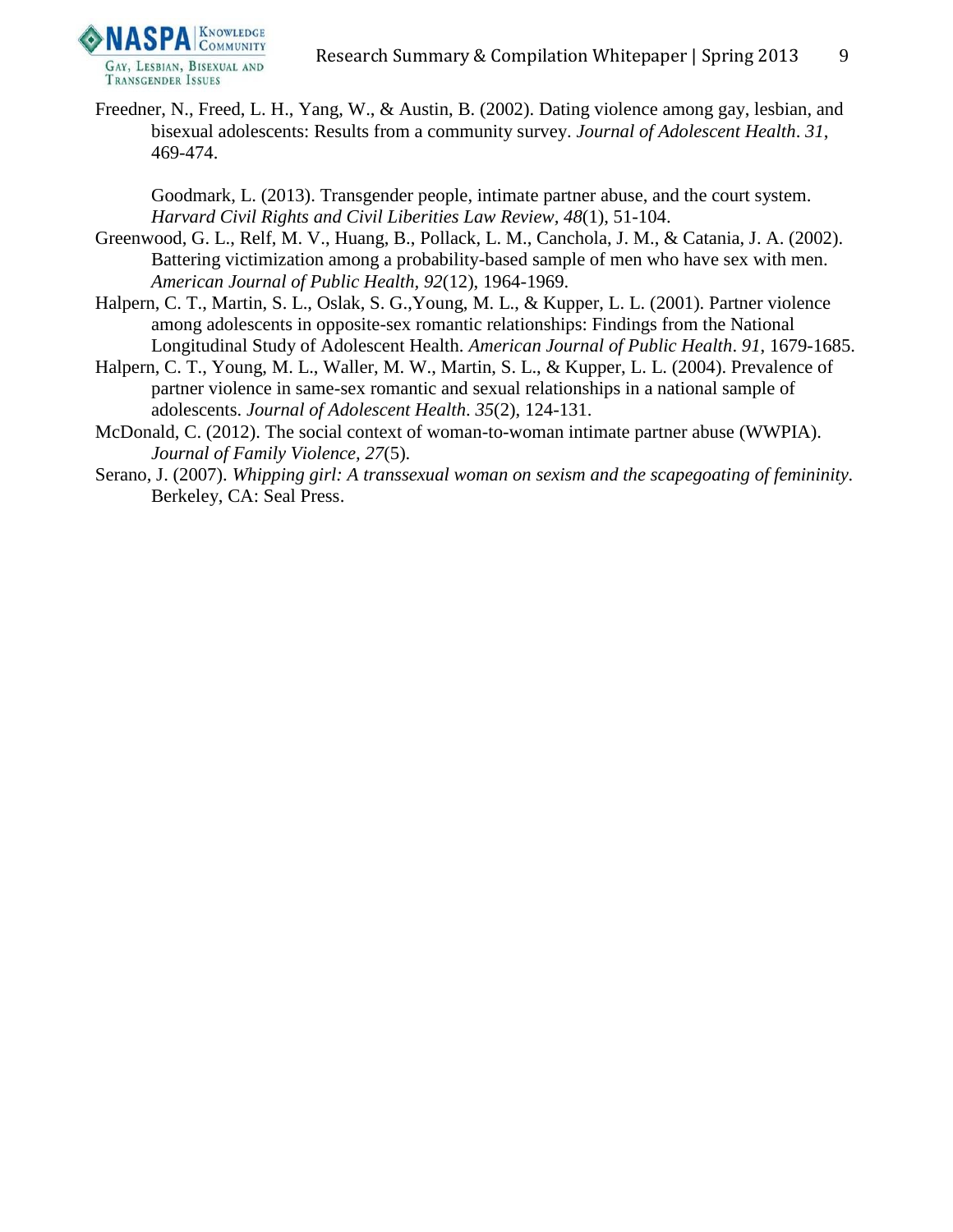Freedner, N., Freed, L. H., Yang, W., & Austin, B. (2002). Dating violence among gay, lesbian, and bisexual adolescents: Results from a community survey. *Journal of Adolescent Health*. *31*, 469-474.

Goodmark, L. (2013). Transgender people, intimate partner abuse, and the court system. *Harvard Civil Rights and Civil Liberties Law Review*, *48*(1), 51-104.

Greenwood, G. L., Relf, M. V., Huang, B., Pollack, L. M., Canchola, J. M., & Catania, J. A. (2002). Battering victimization among a probability-based sample of men who have sex with men. *American Journal of Public Health, 92*(12), 1964-1969.

Halpern, C. T., Martin, S. L., Oslak, S. G.,Young, M. L., & Kupper, L. L. (2001). Partner violence among adolescents in opposite-sex romantic relationships: Findings from the National Longitudinal Study of Adolescent Health. *American Journal of Public Health*. *91*, 1679-1685.

Halpern, C. T., Young, M. L., Waller, M. W., Martin, S. L., & Kupper, L. L. (2004). Prevalence of partner violence in same-sex romantic and sexual relationships in a national sample of adolescents. *Journal of Adolescent Health*. *35*(2), 124-131.

McDonald, C. (2012). The social context of woman-to-woman intimate partner abuse (WWPIA). *Journal of Family Violence*, *27*(5).

Serano, J. (2007). *Whipping girl: A transsexual woman on sexism and the scapegoating of femininity*. Berkeley, CA: Seal Press.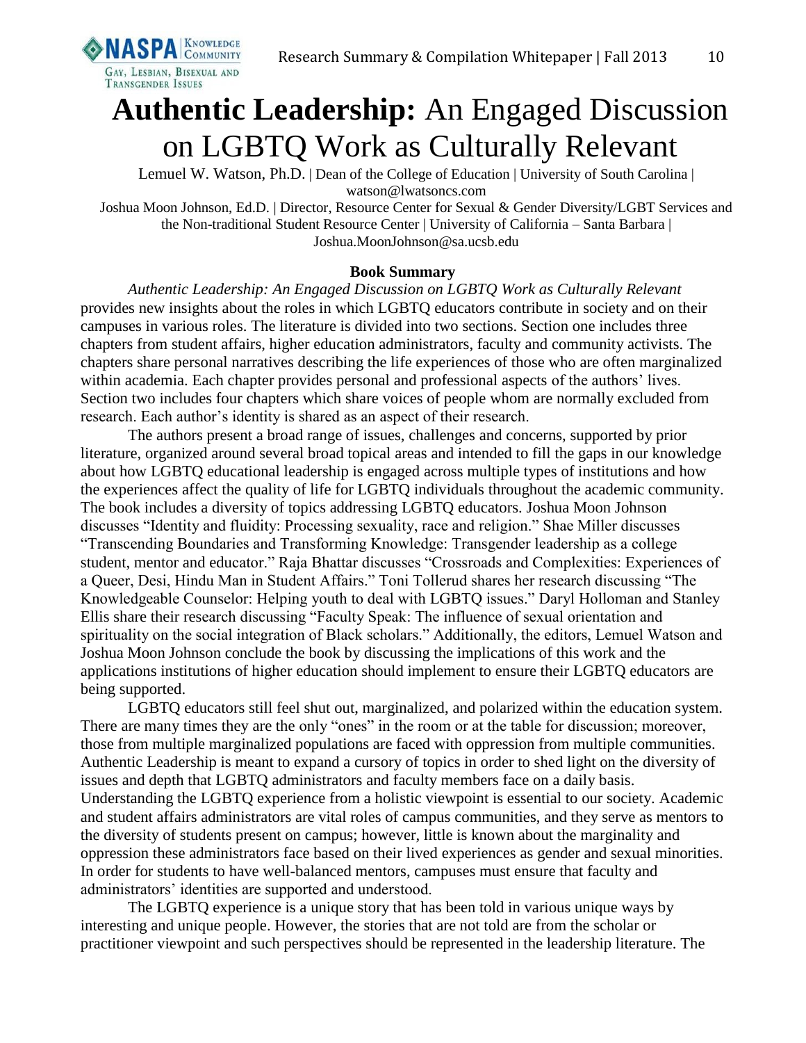# **Authentic Leadership:** An Engaged Discussion on LGBTQ Work as Culturally Relevant

Lemuel W. Watson, Ph.D. | Dean of the College of Education | University of South Carolina | watson@lwatsoncs.com

Joshua Moon Johnson, Ed.D. | Director, Resource Center for Sexual & Gender Diversity/LGBT Services and the Non-traditional Student Resource Center | University of California – Santa Barbara | Joshua.MoonJohnson@sa.ucsb.edu

**Book Summary**

*Authentic Leadership: An Engaged Discussion on LGBTQ Work as Culturally Relevant* provides new insights about the roles in which LGBTQ educators contribute in society and on their campuses in various roles. The literature is divided into two sections. Section one includes three chapters from student affairs, higher education administrators, faculty and community activists. The chapters share personal narratives describing the life experiences of those who are often marginalized within academia. Each chapter provides personal and professional aspects of the authors' lives. Section two includes four chapters which share voices of people whom are normally excluded from research. Each author's identity is shared as an aspect of their research.

The authors present a broad range of issues, challenges and concerns, supported by prior literature, organized around several broad topical areas and intended to fill the gaps in our knowledge about how LGBTQ educational leadership is engaged across multiple types of institutions and how the experiences affect the quality of life for LGBTQ individuals throughout the academic community. The book includes a diversity of topics addressing LGBTQ educators. Joshua Moon Johnson discusses "Identity and fluidity: Processing sexuality, race and religion." Shae Miller discusses "Transcending Boundaries and Transforming Knowledge: Transgender leadership as a college student, mentor and educator." Raja Bhattar discusses "Crossroads and Complexities: Experiences of a Queer, Desi, Hindu Man in Student Affairs." Toni Tollerud shares her research discussing "The Knowledgeable Counselor: Helping youth to deal with LGBTQ issues." Daryl Holloman and Stanley Ellis share their research discussing "Faculty Speak: The influence of sexual orientation and spirituality on the social integration of Black scholars." Additionally, the editors, Lemuel Watson and Joshua Moon Johnson conclude the book by discussing the implications of this work and the applications institutions of higher education should implement to ensure their LGBTQ educators are being supported.

LGBTQ educators still feel shut out, marginalized, and polarized within the education system. There are many times they are the only "ones" in the room or at the table for discussion; moreover, those from multiple marginalized populations are faced with oppression from multiple communities. Authentic Leadership is meant to expand a cursory of topics in order to shed light on the diversity of issues and depth that LGBTQ administrators and faculty members face on a daily basis. Understanding the LGBTQ experience from a holistic viewpoint is essential to our society. Academic and student affairs administrators are vital roles of campus communities, and they serve as mentors to the diversity of students present on campus; however, little is known about the marginality and oppression these administrators face based on their lived experiences as gender and sexual minorities. In order for students to have well-balanced mentors, campuses must ensure that faculty and administrators' identities are supported and understood.

The LGBTQ experience is a unique story that has been told in various unique ways by interesting and unique people. However, the stories that are not told are from the scholar or practitioner viewpoint and such perspectives should be represented in the leadership literature. The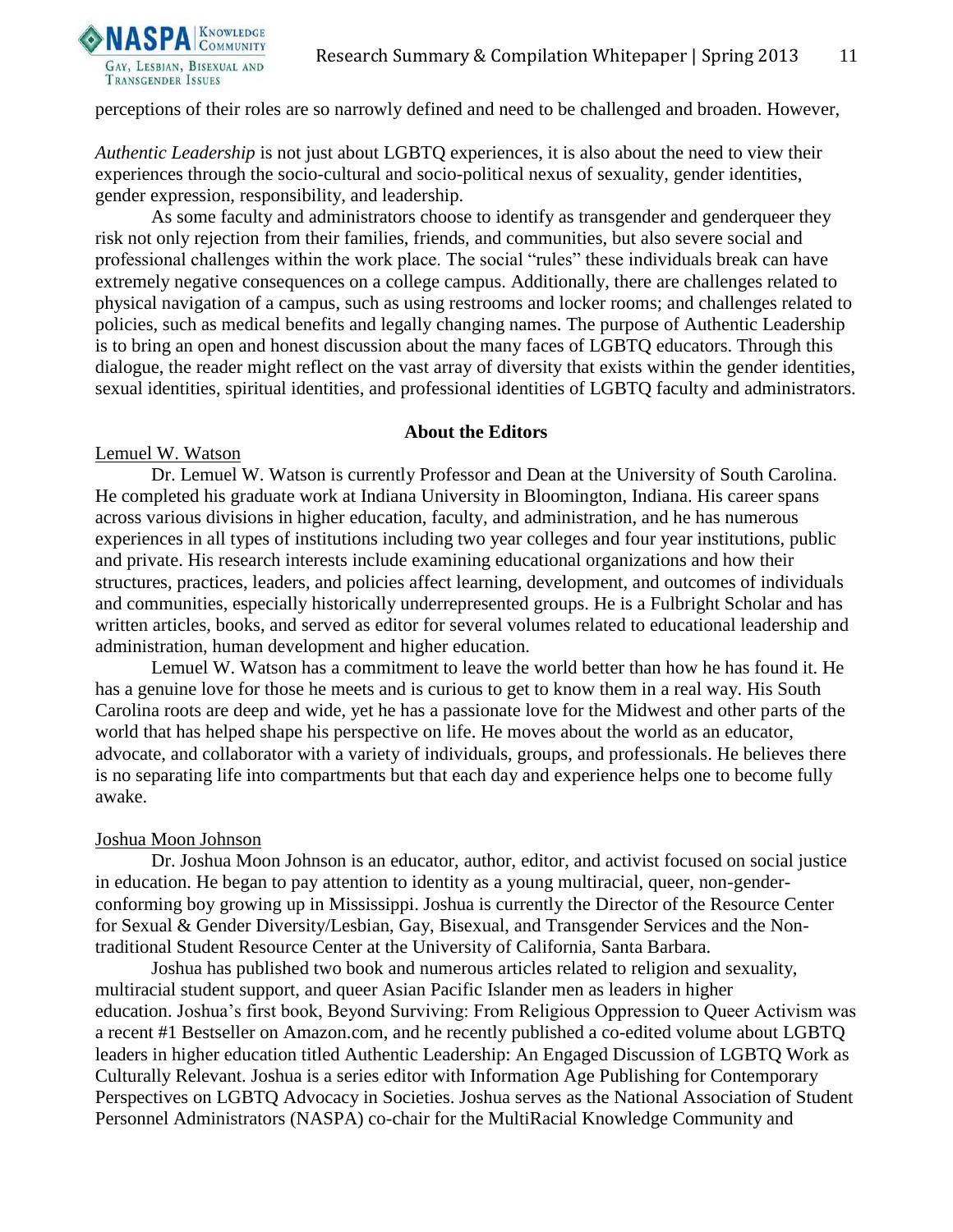perceptions of their roles are so narrowly defined and need to be challenged and broaden. However,

*Authentic Leadership* is not just about LGBTQ experiences, it is also about the need to view their experiences through the socio-cultural and socio-political nexus of sexuality, gender identities, gender expression, responsibility, and leadership.

As some faculty and administrators choose to identify as transgender and genderqueer they risk not only rejection from their families, friends, and communities, but also severe social and professional challenges within the work place. The social "rules" these individuals break can have extremely negative consequences on a college campus. Additionally, there are challenges related to physical navigation of a campus, such as using restrooms and locker rooms; and challenges related to policies, such as medical benefits and legally changing names. The purpose of Authentic Leadership is to bring an open and honest discussion about the many faces of LGBTQ educators. Through this dialogue, the reader might reflect on the vast array of diversity that exists within the gender identities, sexual identities, spiritual identities, and professional identities of LGBTQ faculty and administrators.

## About the Editors

### Lemuel W. Watson

Dr. Lemuel W. Watson is currently Professor and Dean at the University of South Carolina. He completed his graduate work at Indiana University in Bloomington, Indiana. His career spans across various divisions in higher education, faculty, and administration, and he has numerous experiences in all types of institutions including two year colleges and four year institutions, public and private. His research interests include examining educational organizations and how their structures, practices, leaders, and policies affect learning, development, and outcomes of individuals and communities, especially historically underrepresented groups. He is a Fulbright Scholar and has written articles, books, and served as editor for several volumes related to educational leadership and administration, human development and higher education.

Lemuel W. Watson has a commitment to leave the world better than how he has found it. He has a genuine love for those he meets and is curious to get to know them in a real way. His South Carolina roots are deep and wide, yet he has a passionate love for the Midwest and other parts of the world that has helped shape his perspective on life. He moves about the world as an educator, advocate, and collaborator with a variety of individuals, groups, and professionals. He believes there is no separating life into compartments but that each day and experience helps one to become fully awake.

### Joshua Moon Johnson

Dr. Joshua Moon Johnson is an educator, author, editor, and activist focused on social justice in education. He began to pay attention to identity as a young multiracial, queer, non-gender-conforming boy growing up in Mississippi. Joshua is currently the Director of the Resource Center for Sexual & Gender Diversity/Lesbian, Gay, Bisexual, and Transgender Services and the Non-traditional Student Resource Center at the University of California, Santa Barbara.

Joshua has published two book and numerous articles related to religion and sexuality, multiracial student support, and queer Asian Pacific Islander men as leaders in higher education. Joshua's first book, Beyond Surviving: From Religious Oppression to Queer Activism was a recent #1 Bestseller on Amazon.com, and he recently published a co-edited volume about LGBTQ leaders in higher education titled Authentic Leadership: An Engaged Discussion of LGBTQ Work as Culturally Relevant. Joshua is a series editor with Information Age Publishing for Contemporary Perspectives on LGBTQ Advocacy in Societies. Joshua serves as the National Association of Student Personnel Administrators (NASPA) co-chair for the MultiRacial Knowledge Community and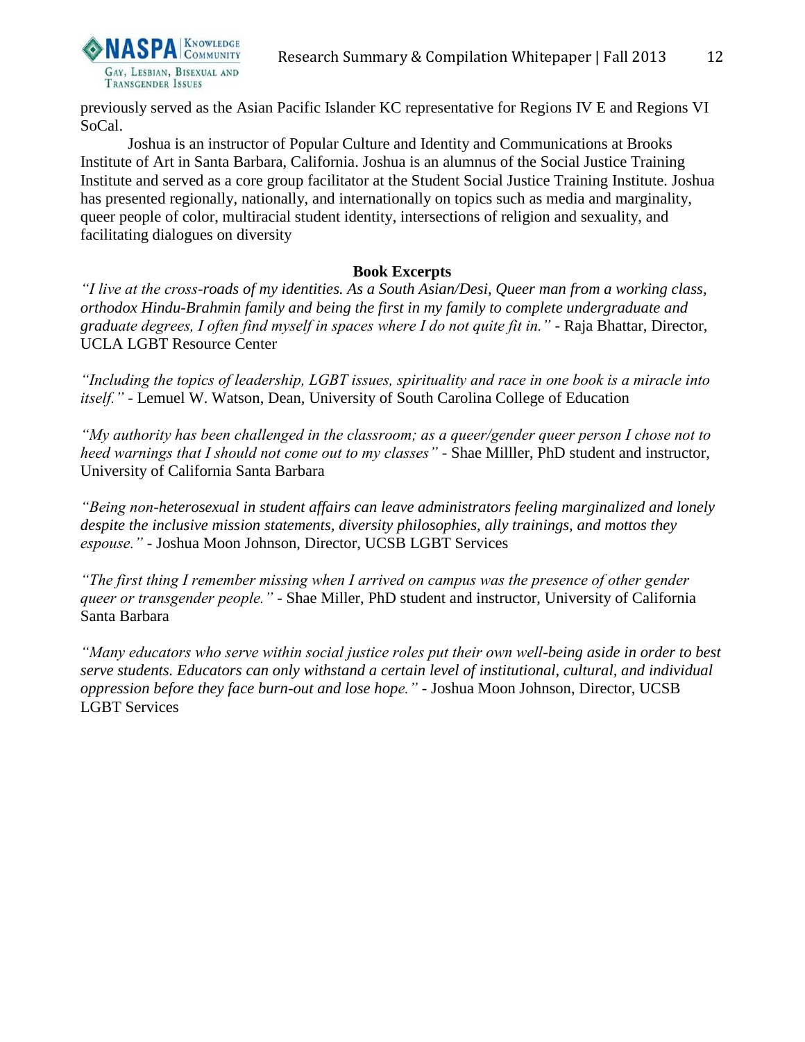previously served as the Asian Pacific Islander KC representative for Regions IV E and Regions VI SoCal.

Joshua is an instructor of Popular Culture and Identity and Communications at Brooks Institute of Art in Santa Barbara, California. Joshua is an alumnus of the Social Justice Training Institute and served as a core group facilitator at the Student Social Justice Training Institute. Joshua has presented regionally, nationally, and internationally on topics such as media and marginality, queer people of color, multiracial student identity, intersections of religion and sexuality, and facilitating dialogues on diversity

**Book Excerpts**

*"I live at the cross-roads of my identities. As a South Asian/Desi, Queer man from a working class, orthodox Hindu-Brahmin family and being the first in my family to complete undergraduate and graduate degrees, I often find myself in spaces where I do not quite fit in."* - Raja Bhattar, Director, UCLA LGBT Resource Center

*"Including the topics of leadership, LGBT issues, spirituality and race in one book is a miracle into itself."* - Lemuel W. Watson, Dean, University of South Carolina College of Education

*"My authority has been challenged in the classroom; as a queer/gender queer person I chose not to heed warnings that I should not come out to my classes"* - Shae Milller, PhD student and instructor, University of California Santa Barbara

*"Being non-heterosexual in student affairs can leave administrators feeling marginalized and lonely despite the inclusive mission statements, diversity philosophies, ally trainings, and mottos they espouse."* - Joshua Moon Johnson, Director, UCSB LGBT Services

*"The first thing I remember missing when I arrived on campus was the presence of other gender queer or transgender people."* - Shae Miller, PhD student and instructor, University of California Santa Barbara

*"Many educators who serve within social justice roles put their own well-being aside in order to best serve students. Educators can only withstand a certain level of institutional, cultural, and individual oppression before they face burn-out and lose hope."* - Joshua Moon Johnson, Director, UCSB LGBT Services